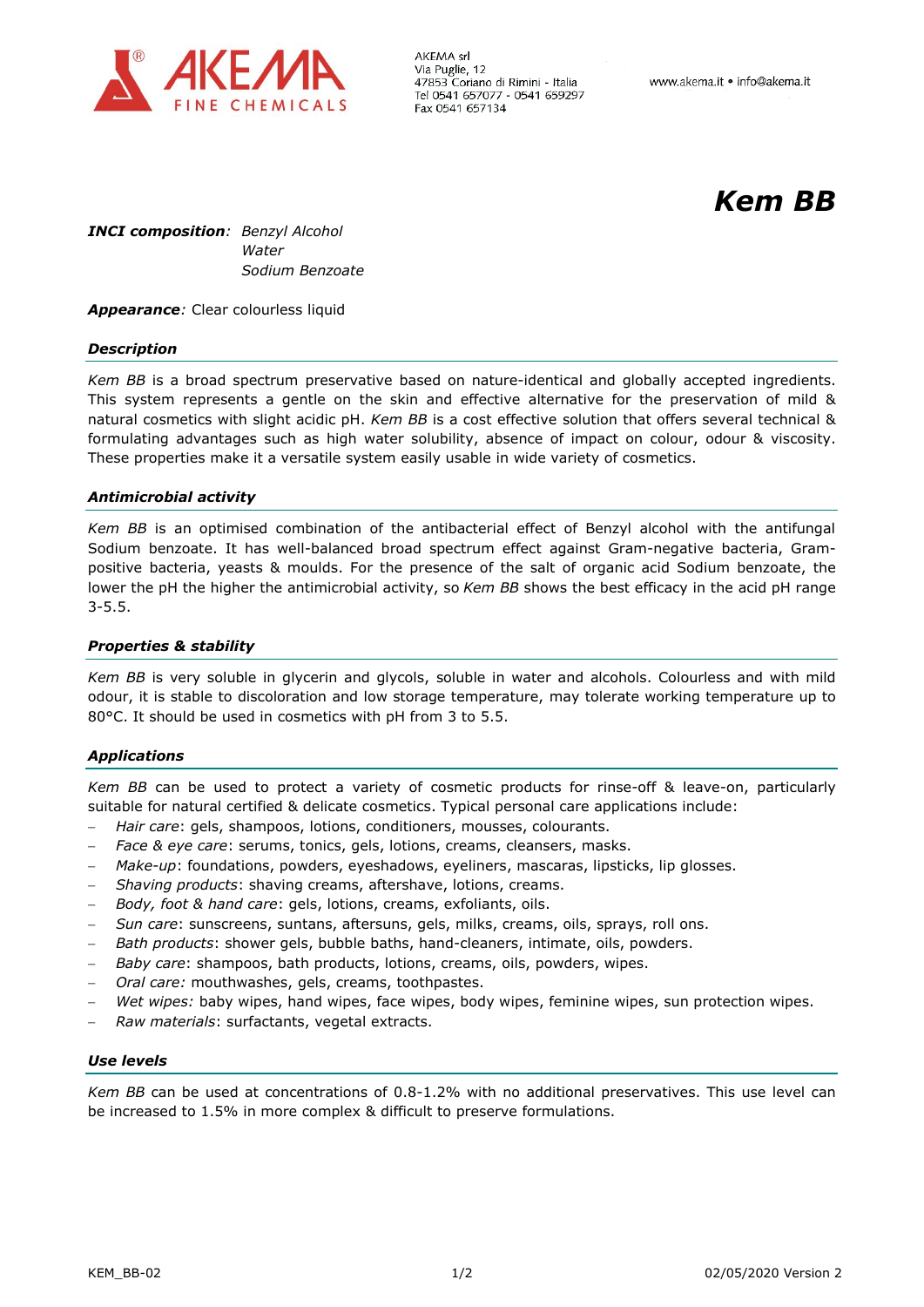AKEMA FINE CHEMICALS

AKEMA srl
Via Puglie, 12
47853 Coriano di Rimini - Italia
Tel 0541 657077 - 0541 659297
Fax 0541 657134

www.akema.it • info@akema.it

# *Kem BB*

***INCI composition***: *Benzyl Alcohol*
*Water*
*Sodium Benzoate*

***Appearance***: Clear colourless liquid

### *Description*

*Kem BB* is a broad spectrum preservative based on nature-identical and globally accepted ingredients. This system represents a gentle on the skin and effective alternative for the preservation of mild & natural cosmetics with slight acidic pH. *Kem BB* is a cost effective solution that offers several technical & formulating advantages such as high water solubility, absence of impact on colour, odour & viscosity. These properties make it a versatile system easily usable in wide variety of cosmetics.

### *Antimicrobial activity*

*Kem BB* is an optimised combination of the antibacterial effect of Benzyl alcohol with the antifungal Sodium benzoate. It has well-balanced broad spectrum effect against Gram-negative bacteria, Gram-positive bacteria, yeasts & moulds. For the presence of the salt of organic acid Sodium benzoate, the lower the pH the higher the antimicrobial activity, so *Kem BB* shows the best efficacy in the acid pH range 3-5.5.

### *Properties & stability*

*Kem BB* is very soluble in glycerin and glycols, soluble in water and alcohols. Colourless and with mild odour, it is stable to discoloration and low storage temperature, may tolerate working temperature up to 80°C. It should be used in cosmetics with pH from 3 to 5.5.

### *Applications*

*Kem BB* can be used to protect a variety of cosmetic products for rinse-off & leave-on, particularly suitable for natural certified & delicate cosmetics. Typical personal care applications include:

- *Hair care*: gels, shampoos, lotions, conditioners, mousses, colourants.
- *Face & eye care*: serums, tonics, gels, lotions, creams, cleansers, masks.
- *Make-up*: foundations, powders, eyeshadows, eyeliners, mascaras, lipsticks, lip glosses.
- *Shaving products*: shaving creams, aftershave, lotions, creams.
- *Body, foot & hand care*: gels, lotions, creams, exfoliants, oils.
- *Sun care*: sunscreens, suntans, aftersuns, gels, milks, creams, oils, sprays, roll ons.
- *Bath products*: shower gels, bubble baths, hand-cleaners, intimate, oils, powders.
- *Baby care*: shampoos, bath products, lotions, creams, oils, powders, wipes.
- *Oral care:* mouthwashes, gels, creams, toothpastes.
- *Wet wipes:* baby wipes, hand wipes, face wipes, body wipes, feminine wipes, sun protection wipes.
- *Raw materials*: surfactants, vegetal extracts.

### *Use levels*

*Kem BB* can be used at concentrations of 0.8-1.2% with no additional preservatives. This use level can be increased to 1.5% in more complex & difficult to preserve formulations.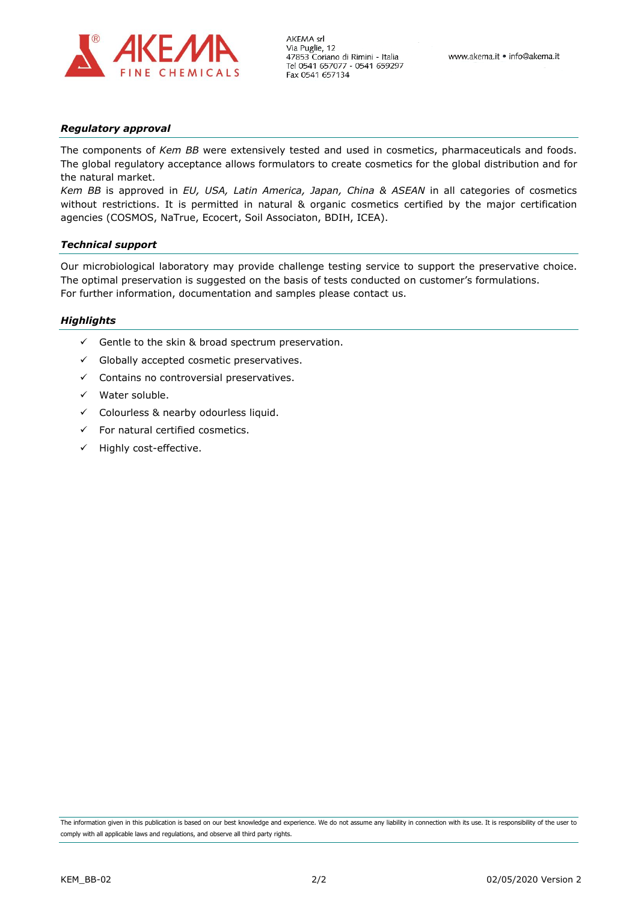### *Regulatory approval*

The components of *Kem BB* were extensively tested and used in cosmetics, pharmaceuticals and foods. The global regulatory acceptance allows formulators to create cosmetics for the global distribution and for the natural market.

*Kem BB* is approved in *EU, USA, Latin America, Japan, China & ASEAN* in all categories of cosmetics without restrictions. It is permitted in natural & organic cosmetics certified by the major certification agencies (COSMOS, NaTrue, Ecocert, Soil Associaton, BDIH, ICEA).

### *Technical support*

Our microbiological laboratory may provide challenge testing service to support the preservative choice. The optimal preservation is suggested on the basis of tests conducted on customer's formulations.
For further information, documentation and samples please contact us.

### *Highlights*

- ✓ Gentle to the skin & broad spectrum preservation.
- ✓ Globally accepted cosmetic preservatives.
- ✓ Contains no controversial preservatives.
- ✓ Water soluble.
- ✓ Colourless & nearby odourless liquid.
- ✓ For natural certified cosmetics.
- ✓ Highly cost-effective.

The information given in this publication is based on our best knowledge and experience. We do not assume any liability in connection with its use. It is responsibility of the user to comply with all applicable laws and regulations, and observe all third party rights.